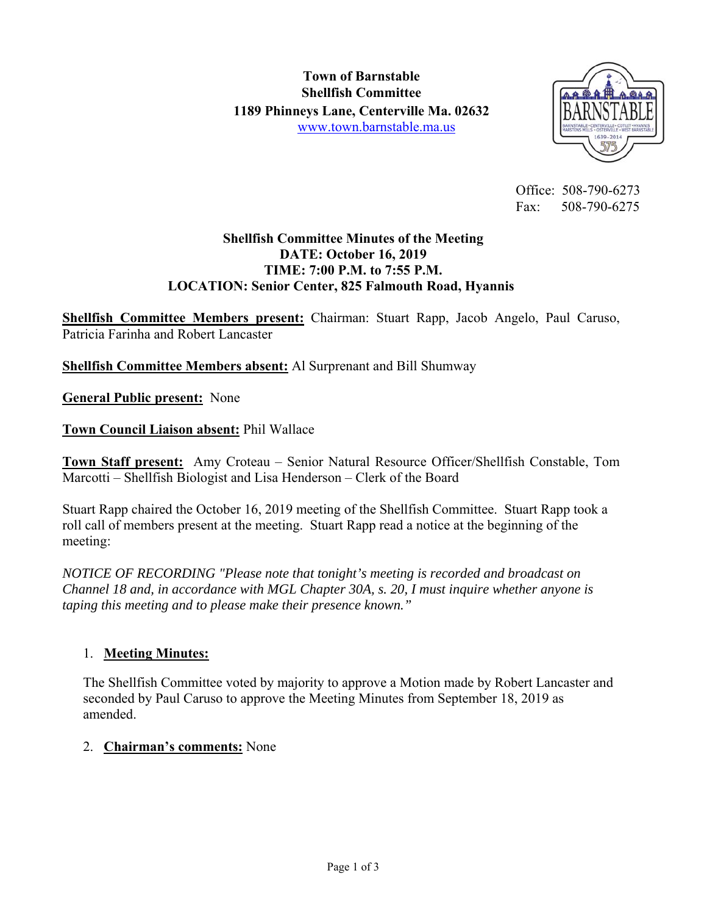**Town of Barnstable**
**Shellfish Committee**
**1189 Phinneys Lane, Centerville Ma. 02632**
www.town.barnstable.ma.us

Office: 508-790-6273
Fax: 508-790-6275

## Shellfish Committee Minutes of the Meeting
**DATE: October 16, 2019**
**TIME: 7:00 P.M. to 7:55 P.M.**
**LOCATION: Senior Center, 825 Falmouth Road, Hyannis**

**Shellfish Committee Members present:** Chairman: Stuart Rapp, Jacob Angelo, Paul Caruso, Patricia Farinha and Robert Lancaster

**Shellfish Committee Members absent:** Al Surprenant and Bill Shumway

**General Public present:** None

**Town Council Liaison absent:** Phil Wallace

**Town Staff present:** Amy Croteau – Senior Natural Resource Officer/Shellfish Constable, Tom Marcotti – Shellfish Biologist and Lisa Henderson – Clerk of the Board

Stuart Rapp chaired the October 16, 2019 meeting of the Shellfish Committee. Stuart Rapp took a roll call of members present at the meeting. Stuart Rapp read a notice at the beginning of the meeting:

*NOTICE OF RECORDING "Please note that tonight's meeting is recorded and broadcast on Channel 18 and, in accordance with MGL Chapter 30A, s. 20, I must inquire whether anyone is taping this meeting and to please make their presence known."*

1. **Meeting Minutes:**

   The Shellfish Committee voted by majority to approve a Motion made by Robert Lancaster and seconded by Paul Caruso to approve the Meeting Minutes from September 18, 2019 as amended.

2. **Chairman's comments:** None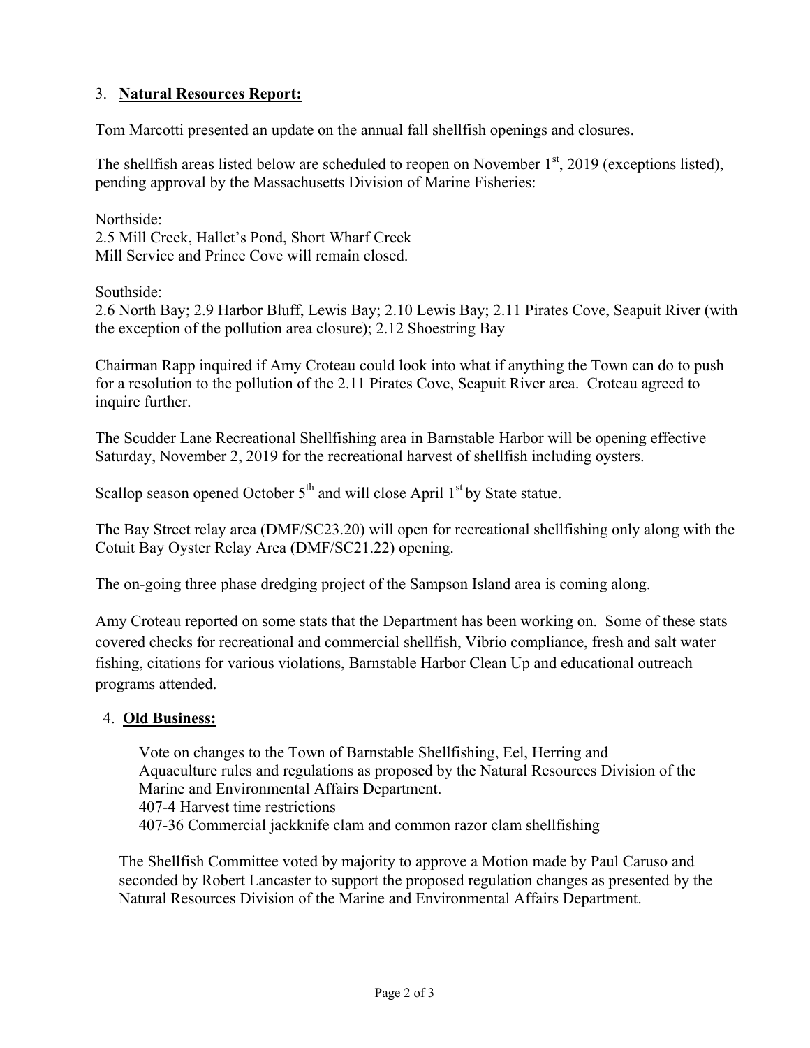3. **Natural Resources Report:**

Tom Marcotti presented an update on the annual fall shellfish openings and closures.

The shellfish areas listed below are scheduled to reopen on November 1st, 2019 (exceptions listed), pending approval by the Massachusetts Division of Marine Fisheries:

Northside:
2.5 Mill Creek, Hallet's Pond, Short Wharf Creek
Mill Service and Prince Cove will remain closed.

Southside:
2.6 North Bay; 2.9 Harbor Bluff, Lewis Bay; 2.10 Lewis Bay; 2.11 Pirates Cove, Seapuit River (with the exception of the pollution area closure); 2.12 Shoestring Bay

Chairman Rapp inquired if Amy Croteau could look into what if anything the Town can do to push for a resolution to the pollution of the 2.11 Pirates Cove, Seapuit River area. Croteau agreed to inquire further.

The Scudder Lane Recreational Shellfishing area in Barnstable Harbor will be opening effective Saturday, November 2, 2019 for the recreational harvest of shellfish including oysters.

Scallop season opened October 5th and will close April 1st by State statue.

The Bay Street relay area (DMF/SC23.20) will open for recreational shellfishing only along with the Cotuit Bay Oyster Relay Area (DMF/SC21.22) opening.

The on-going three phase dredging project of the Sampson Island area is coming along.

Amy Croteau reported on some stats that the Department has been working on. Some of these stats covered checks for recreational and commercial shellfish, Vibrio compliance, fresh and salt water fishing, citations for various violations, Barnstable Harbor Clean Up and educational outreach programs attended.

4. **Old Business:**

Vote on changes to the Town of Barnstable Shellfishing, Eel, Herring and Aquaculture rules and regulations as proposed by the Natural Resources Division of the Marine and Environmental Affairs Department.
407-4 Harvest time restrictions
407-36 Commercial jackknife clam and common razor clam shellfishing

The Shellfish Committee voted by majority to approve a Motion made by Paul Caruso and seconded by Robert Lancaster to support the proposed regulation changes as presented by the Natural Resources Division of the Marine and Environmental Affairs Department.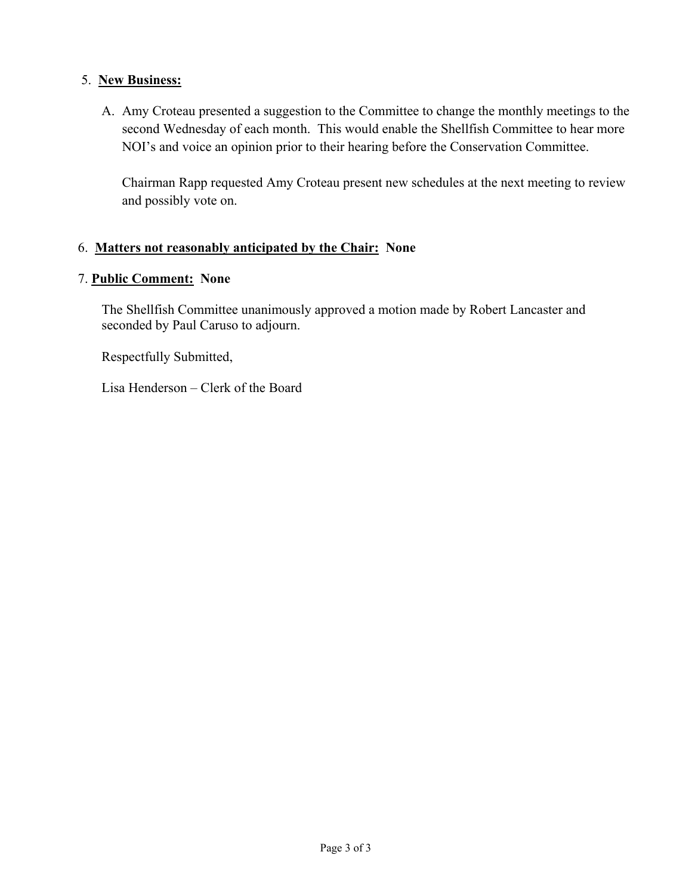5. **New Business:**

   A. Amy Croteau presented a suggestion to the Committee to change the monthly meetings to the second Wednesday of each month. This would enable the Shellfish Committee to hear more NOI's and voice an opinion prior to their hearing before the Conservation Committee.

      Chairman Rapp requested Amy Croteau present new schedules at the next meeting to review and possibly vote on.

6. **Matters not reasonably anticipated by the Chair: None**

7. **Public Comment: None**

The Shellfish Committee unanimously approved a motion made by Robert Lancaster and seconded by Paul Caruso to adjourn.

Respectfully Submitted,

Lisa Henderson – Clerk of the Board